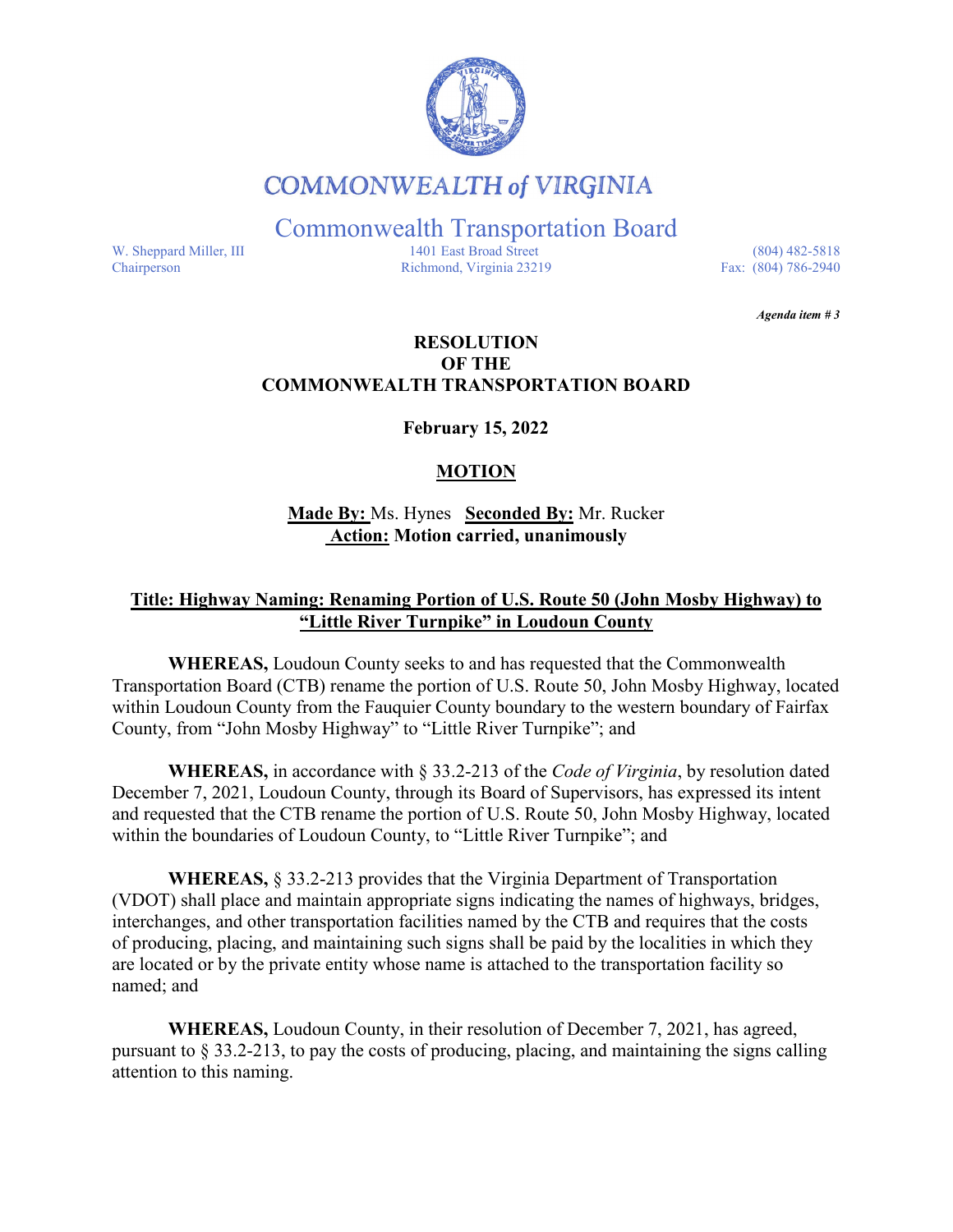# COMMONWEALTH of VIRGINIA

## Commonwealth Transportation Board

W. Sheppard Miller, III
Chairperson

1401 East Broad Street
Richmond, Virginia 23219

(804) 482-5818
Fax: (804) 786-2940

*Agenda item # 3*

**RESOLUTION
OF THE
COMMONWEALTH TRANSPORTATION BOARD**

**February 15, 2022**

**MOTION**

**Made By:** Ms. Hynes **Seconded By:** Mr. Rucker
**Action: Motion carried, unanimously**

**Title: Highway Naming: Renaming Portion of U.S. Route 50 (John Mosby Highway) to "Little River Turnpike" in Loudoun County**

**WHEREAS,** Loudoun County seeks to and has requested that the Commonwealth Transportation Board (CTB) rename the portion of U.S. Route 50, John Mosby Highway, located within Loudoun County from the Fauquier County boundary to the western boundary of Fairfax County, from "John Mosby Highway" to "Little River Turnpike"; and

**WHEREAS,** in accordance with § 33.2-213 of the *Code of Virginia*, by resolution dated December 7, 2021, Loudoun County, through its Board of Supervisors, has expressed its intent and requested that the CTB rename the portion of U.S. Route 50, John Mosby Highway, located within the boundaries of Loudoun County, to "Little River Turnpike"; and

**WHEREAS,** § 33.2-213 provides that the Virginia Department of Transportation (VDOT) shall place and maintain appropriate signs indicating the names of highways, bridges, interchanges, and other transportation facilities named by the CTB and requires that the costs of producing, placing, and maintaining such signs shall be paid by the localities in which they are located or by the private entity whose name is attached to the transportation facility so named; and

**WHEREAS,** Loudoun County, in their resolution of December 7, 2021, has agreed, pursuant to § 33.2-213, to pay the costs of producing, placing, and maintaining the signs calling attention to this naming.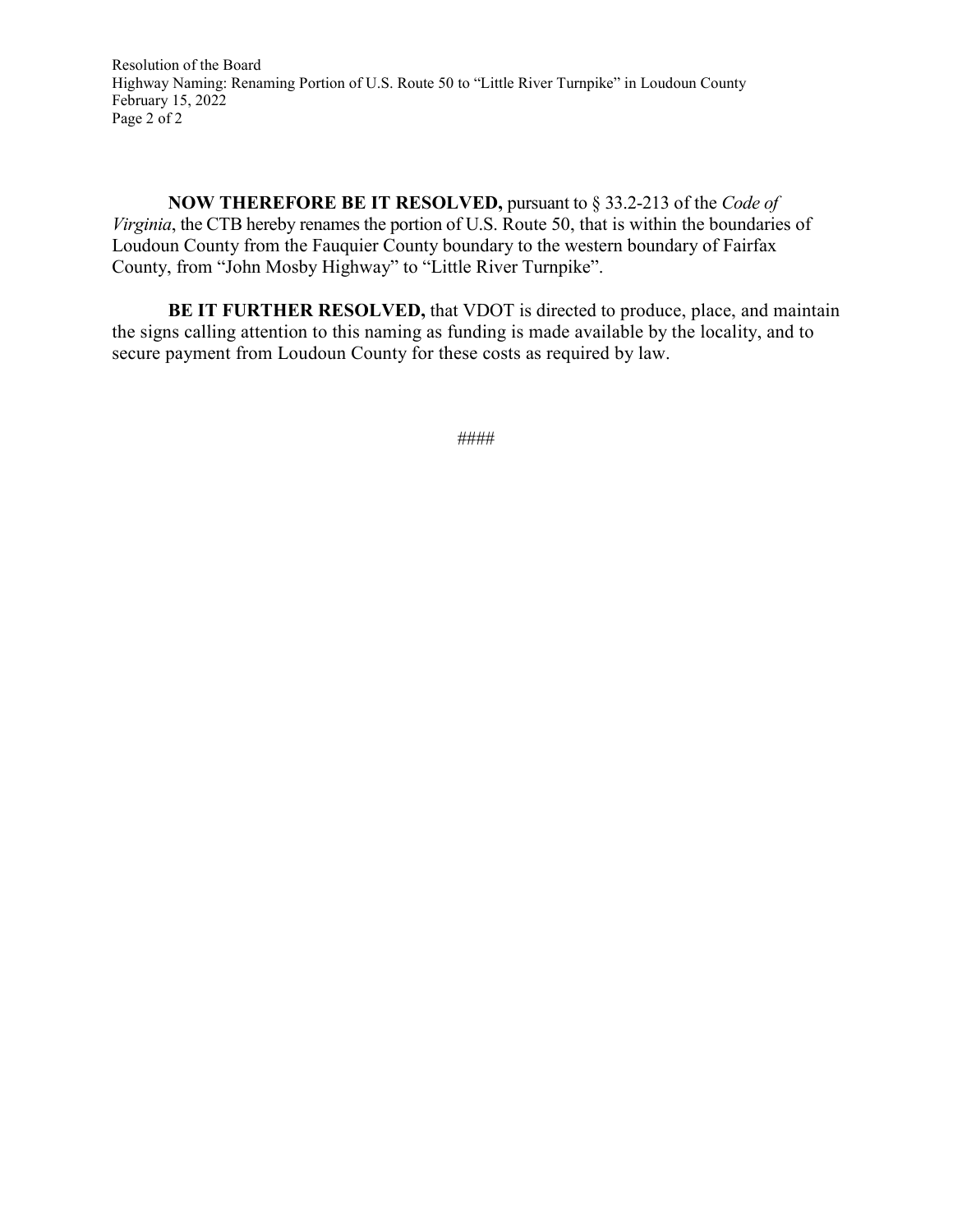**NOW THEREFORE BE IT RESOLVED,** pursuant to § 33.2-213 of the *Code of Virginia*, the CTB hereby renames the portion of U.S. Route 50, that is within the boundaries of Loudoun County from the Fauquier County boundary to the western boundary of Fairfax County, from "John Mosby Highway" to "Little River Turnpike".

**BE IT FURTHER RESOLVED,** that VDOT is directed to produce, place, and maintain the signs calling attention to this naming as funding is made available by the locality, and to secure payment from Loudoun County for these costs as required by law.

####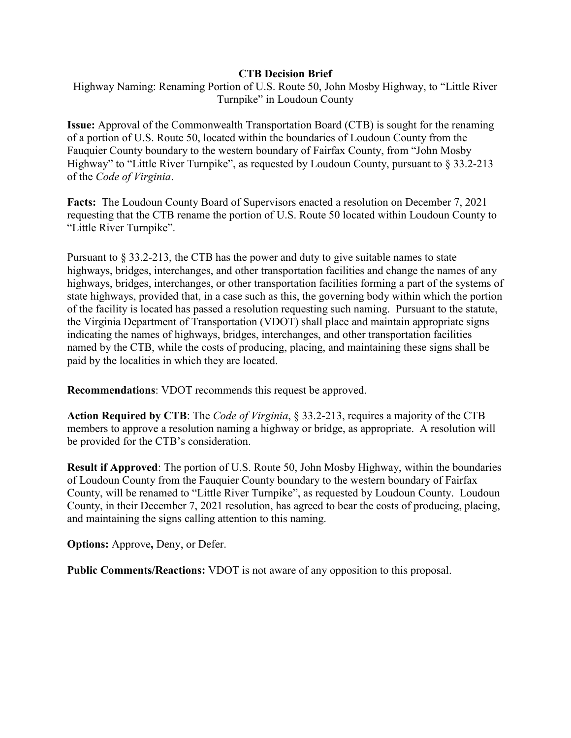**CTB Decision Brief**

Highway Naming: Renaming Portion of U.S. Route 50, John Mosby Highway, to "Little River Turnpike" in Loudoun County

**Issue:** Approval of the Commonwealth Transportation Board (CTB) is sought for the renaming of a portion of U.S. Route 50, located within the boundaries of Loudoun County from the Fauquier County boundary to the western boundary of Fairfax County, from "John Mosby Highway" to "Little River Turnpike", as requested by Loudoun County, pursuant to § 33.2-213 of the *Code of Virginia*.

**Facts:** The Loudoun County Board of Supervisors enacted a resolution on December 7, 2021 requesting that the CTB rename the portion of U.S. Route 50 located within Loudoun County to "Little River Turnpike".

Pursuant to § 33.2-213, the CTB has the power and duty to give suitable names to state highways, bridges, interchanges, and other transportation facilities and change the names of any highways, bridges, interchanges, or other transportation facilities forming a part of the systems of state highways, provided that, in a case such as this, the governing body within which the portion of the facility is located has passed a resolution requesting such naming. Pursuant to the statute, the Virginia Department of Transportation (VDOT) shall place and maintain appropriate signs indicating the names of highways, bridges, interchanges, and other transportation facilities named by the CTB, while the costs of producing, placing, and maintaining these signs shall be paid by the localities in which they are located.

**Recommendations**: VDOT recommends this request be approved.

**Action Required by CTB**: The *Code of Virginia*, § 33.2-213, requires a majority of the CTB members to approve a resolution naming a highway or bridge, as appropriate. A resolution will be provided for the CTB's consideration.

**Result if Approved**: The portion of U.S. Route 50, John Mosby Highway, within the boundaries of Loudoun County from the Fauquier County boundary to the western boundary of Fairfax County, will be renamed to "Little River Turnpike", as requested by Loudoun County. Loudoun County, in their December 7, 2021 resolution, has agreed to bear the costs of producing, placing, and maintaining the signs calling attention to this naming.

**Options:** Approve**,** Deny, or Defer.

**Public Comments/Reactions:** VDOT is not aware of any opposition to this proposal.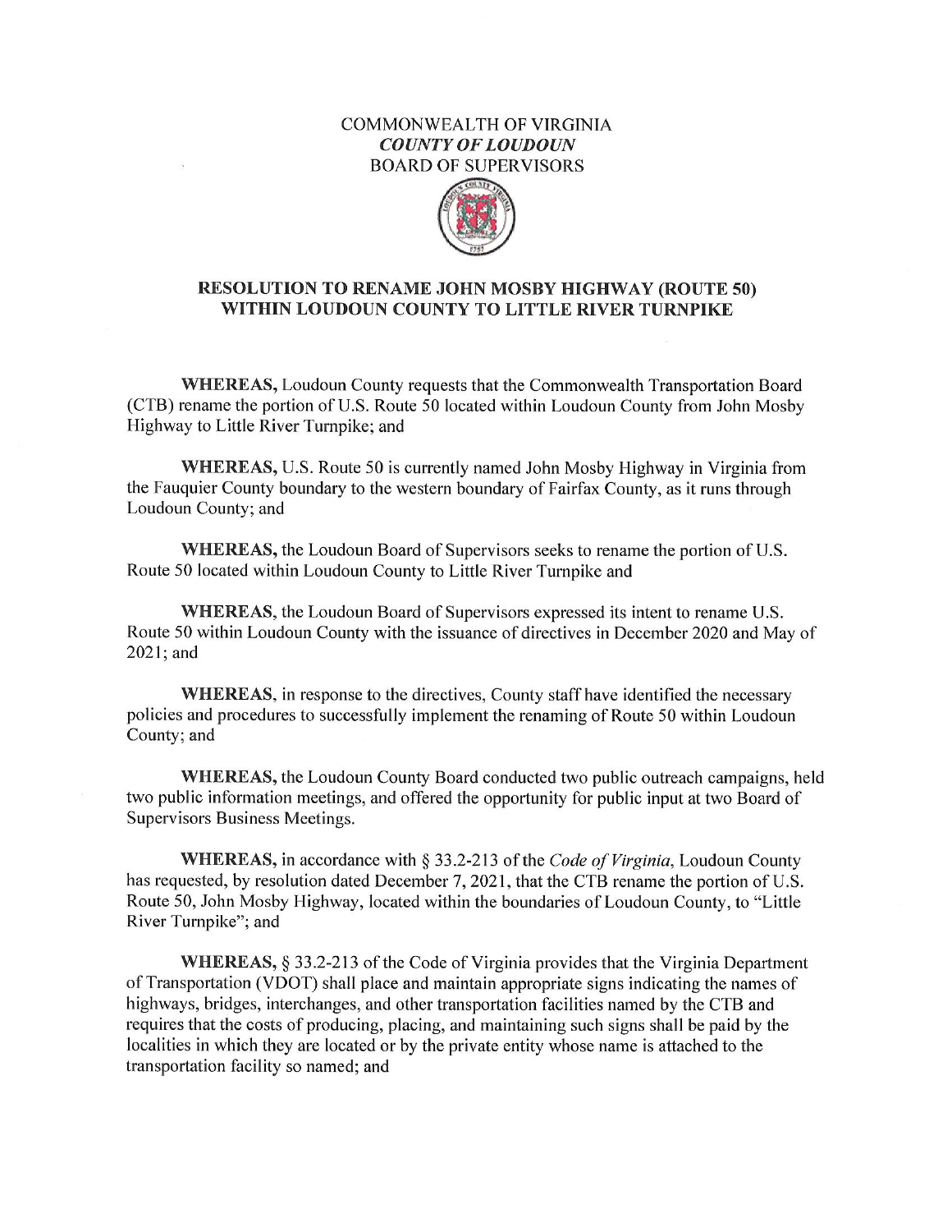COMMONWEALTH OF VIRGINIA
***COUNTY OF LOUDOUN***
BOARD OF SUPERVISORS

## RESOLUTION TO RENAME JOHN MOSBY HIGHWAY (ROUTE 50) WITHIN LOUDOUN COUNTY TO LITTLE RIVER TURNPIKE

**WHEREAS,** Loudoun County requests that the Commonwealth Transportation Board (CTB) rename the portion of U.S. Route 50 located within Loudoun County from John Mosby Highway to Little River Turnpike; and

**WHEREAS,** U.S. Route 50 is currently named John Mosby Highway in Virginia from the Fauquier County boundary to the western boundary of Fairfax County, as it runs through Loudoun County; and

**WHEREAS,** the Loudoun Board of Supervisors seeks to rename the portion of U.S. Route 50 located within Loudoun County to Little River Turnpike and

**WHEREAS,** the Loudoun Board of Supervisors expressed its intent to rename U.S. Route 50 within Loudoun County with the issuance of directives in December 2020 and May of 2021; and

**WHEREAS,** in response to the directives, County staff have identified the necessary policies and procedures to successfully implement the renaming of Route 50 within Loudoun County; and

**WHEREAS,** the Loudoun County Board conducted two public outreach campaigns, held two public information meetings, and offered the opportunity for public input at two Board of Supervisors Business Meetings.

**WHEREAS,** in accordance with § 33.2-213 of the *Code of Virginia*, Loudoun County has requested, by resolution dated December 7, 2021, that the CTB rename the portion of U.S. Route 50, John Mosby Highway, located within the boundaries of Loudoun County, to "Little River Turnpike"; and

**WHEREAS,** § 33.2-213 of the Code of Virginia provides that the Virginia Department of Transportation (VDOT) shall place and maintain appropriate signs indicating the names of highways, bridges, interchanges, and other transportation facilities named by the CTB and requires that the costs of producing, placing, and maintaining such signs shall be paid by the localities in which they are located or by the private entity whose name is attached to the transportation facility so named; and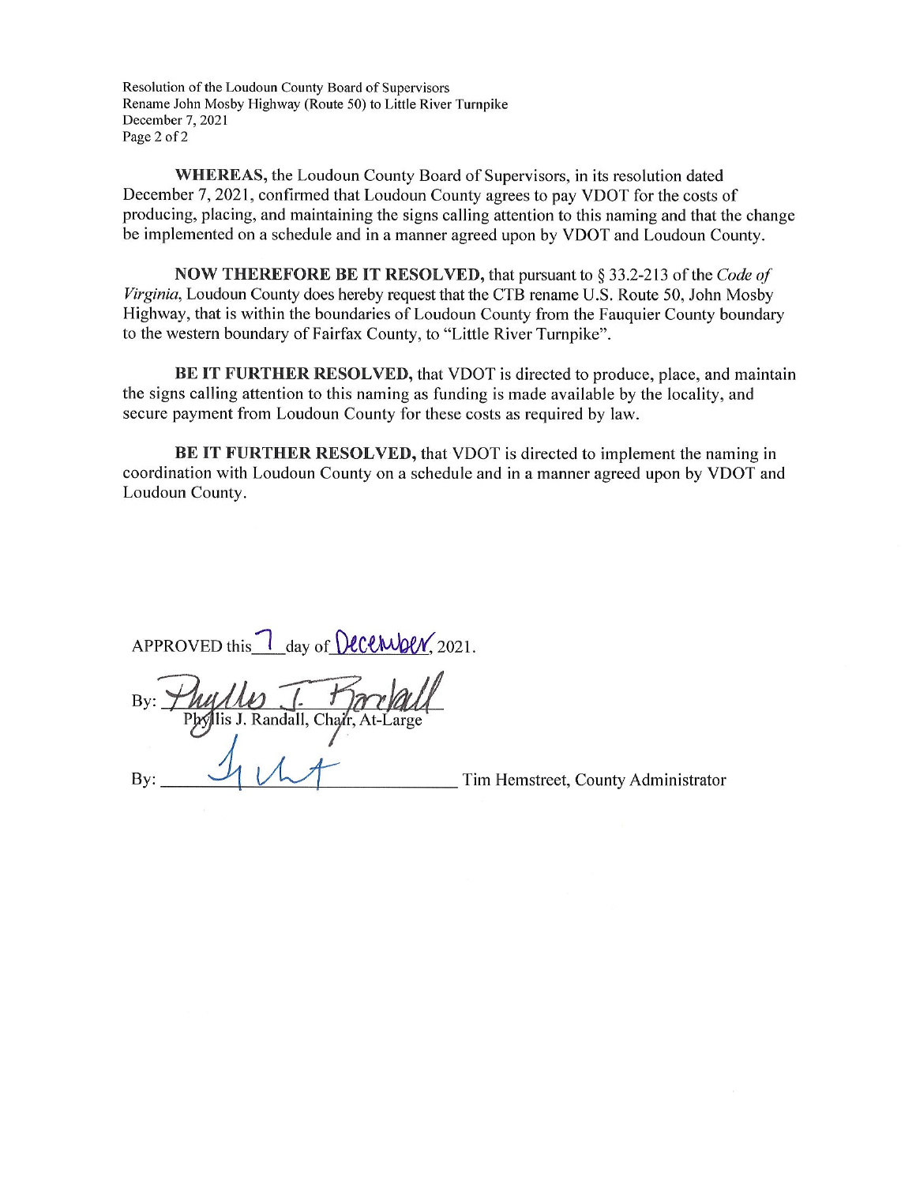**WHEREAS,** the Loudoun County Board of Supervisors, in its resolution dated December 7, 2021, confirmed that Loudoun County agrees to pay VDOT for the costs of producing, placing, and maintaining the signs calling attention to this naming and that the change be implemented on a schedule and in a manner agreed upon by VDOT and Loudoun County.

**NOW THEREFORE BE IT RESOLVED,** that pursuant to § 33.2-213 of the *Code of Virginia*, Loudoun County does hereby request that the CTB rename U.S. Route 50, John Mosby Highway, that is within the boundaries of Loudoun County from the Fauquier County boundary to the western boundary of Fairfax County, to "Little River Turnpike".

**BE IT FURTHER RESOLVED,** that VDOT is directed to produce, place, and maintain the signs calling attention to this naming as funding is made available by the locality, and secure payment from Loudoun County for these costs as required by law.

**BE IT FURTHER RESOLVED,** that VDOT is directed to implement the naming in coordination with Loudoun County on a schedule and in a manner agreed upon by VDOT and Loudoun County.

APPROVED this 7 day of December, 2021.

By: Phyllis J. Randall
Phyllis J. Randall, Chair, At-Large

By: ______________________ Tim Hemstreet, County Administrator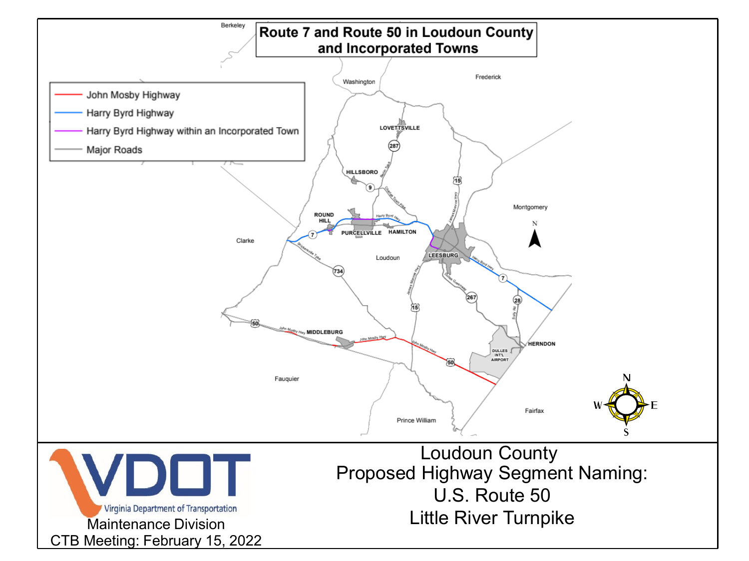# Route 7 and Route 50 in Loudoun County and Incorporated Towns

- John Mosby Highway
- Harry Byrd Highway
- Harry Byrd Highway within an Incorporated Town
- Major Roads

Berkeley
Washington
Frederick
LOVETTSVILLE
287
HILLSBORO
9
15
Montgomery
ROUND HILL
PURCELLVILLE
HAMILTON
Harry Byrd Hwy
7
Clarke
LEESBURG
Loudoun
734
15
267
28
50
John Mosby Hwy
MIDDLEBURG
HERNDON
DULLES INT'L AIRPORT
50
Fauquier
Fairfax
Prince William

Virginia Department of Transportation
Maintenance Division
CTB Meeting: February 15, 2022

Loudoun County
Proposed Highway Segment Naming:
U.S. Route 50
Little River Turnpike